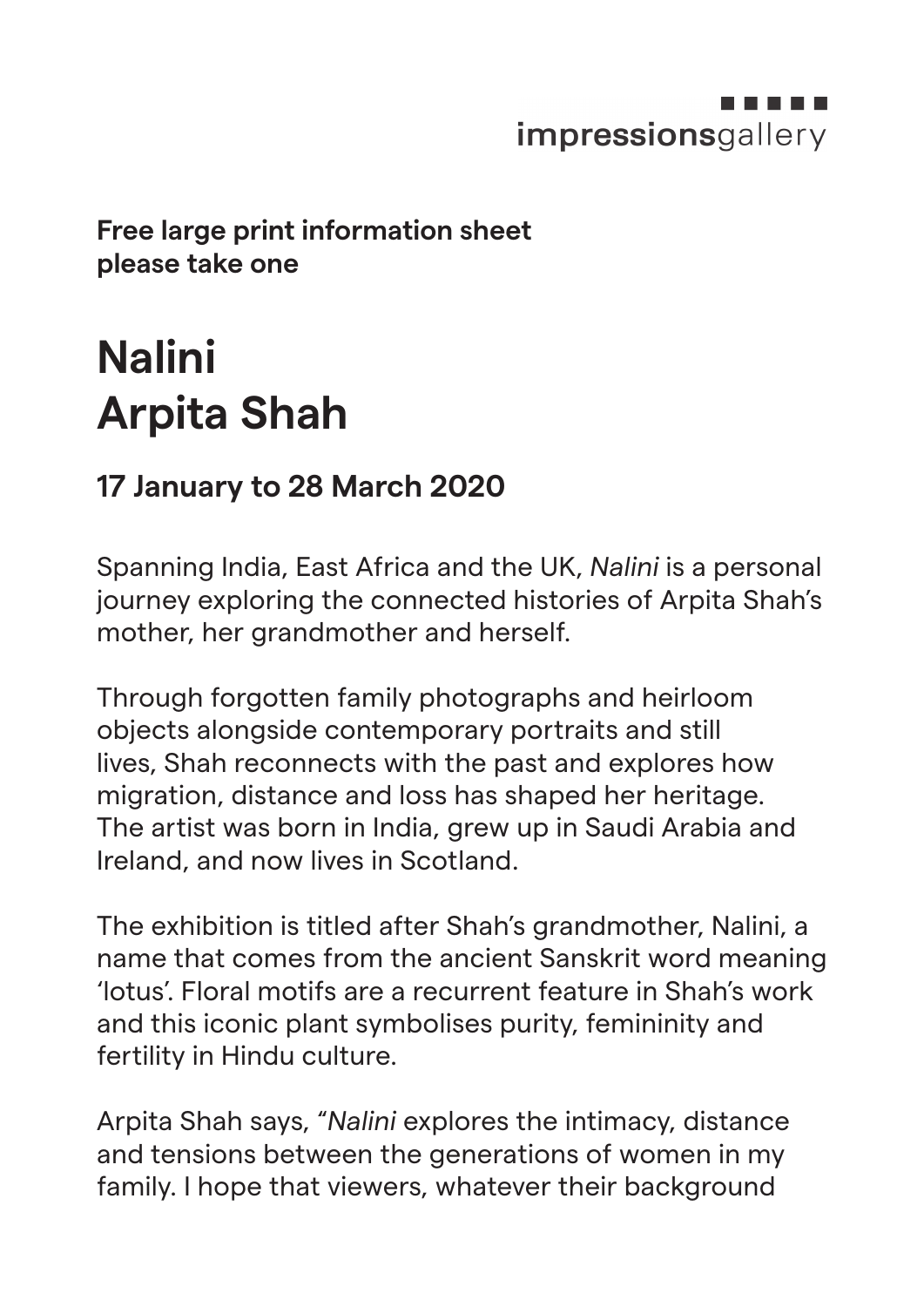impressionsgallery

**Free large print information sheet please take one**

# Nalini
# Arpita Shah

## 17 January to 28 March 2020

Spanning India, East Africa and the UK, *Nalini* is a personal journey exploring the connected histories of Arpita Shah's mother, her grandmother and herself.

Through forgotten family photographs and heirloom objects alongside contemporary portraits and still lives, Shah reconnects with the past and explores how migration, distance and loss has shaped her heritage. The artist was born in India, grew up in Saudi Arabia and Ireland, and now lives in Scotland.

The exhibition is titled after Shah's grandmother, Nalini, a name that comes from the ancient Sanskrit word meaning 'lotus'. Floral motifs are a recurrent feature in Shah's work and this iconic plant symbolises purity, femininity and fertility in Hindu culture.

Arpita Shah says, "*Nalini* explores the intimacy, distance and tensions between the generations of women in my family. I hope that viewers, whatever their background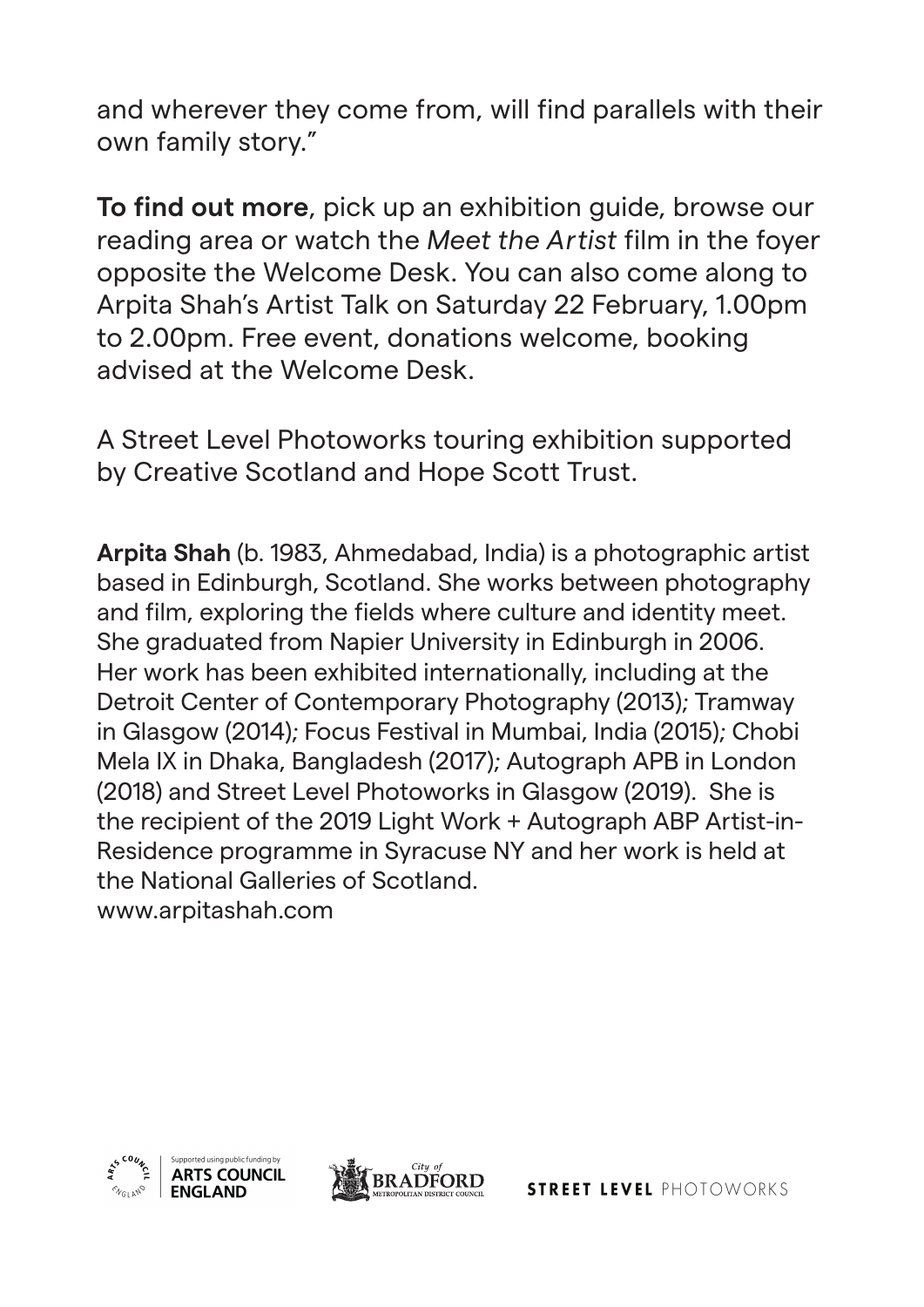and wherever they come from, will find parallels with their own family story."

**To find out more**, pick up an exhibition guide, browse our reading area or watch the *Meet the Artist* film in the foyer opposite the Welcome Desk. You can also come along to Arpita Shah's Artist Talk on Saturday 22 February, 1.00pm to 2.00pm. Free event, donations welcome, booking advised at the Welcome Desk.

A Street Level Photoworks touring exhibition supported by Creative Scotland and Hope Scott Trust.

**Arpita Shah** (b. 1983, Ahmedabad, India) is a photographic artist based in Edinburgh, Scotland. She works between photography and film, exploring the fields where culture and identity meet. She graduated from Napier University in Edinburgh in 2006. Her work has been exhibited internationally, including at the Detroit Center of Contemporary Photography (2013); Tramway in Glasgow (2014); Focus Festival in Mumbai, India (2015); Chobi Mela IX in Dhaka, Bangladesh (2017); Autograph APB in London (2018) and Street Level Photoworks in Glasgow (2019). She is the recipient of the 2019 Light Work + Autograph ABP Artist-in-Residence programme in Syracuse NY and her work is held at the National Galleries of Scotland.
www.arpitashah.com

Supported using public funding by ARTS COUNCIL ENGLAND

City of BRADFORD METROPOLITAN DISTRICT COUNCIL

STREET LEVEL PHOTOWORKS